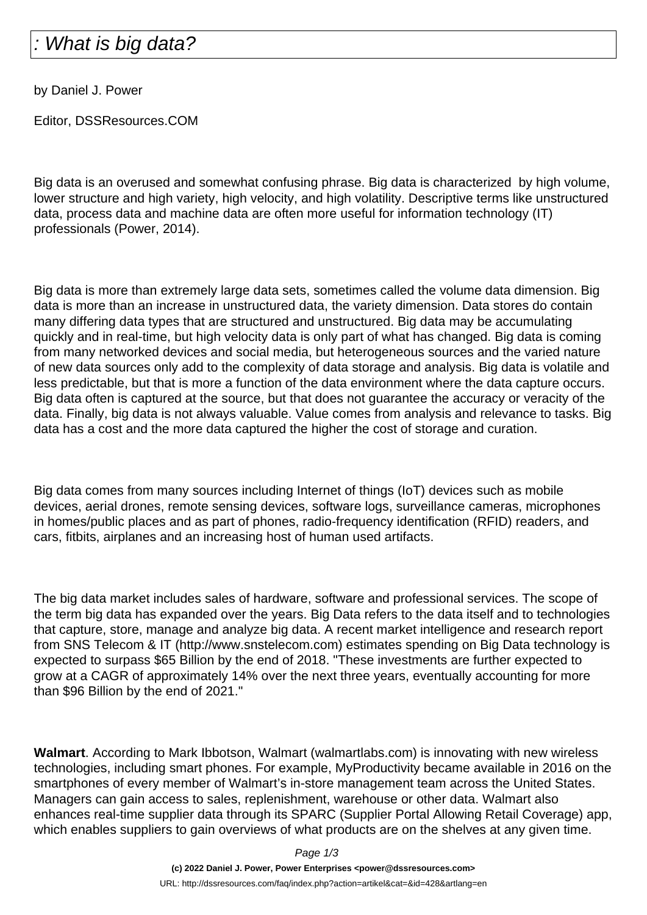# : What is big data?

by Daniel J. Power

Editor, DSSResources.COM

Big data is an overused and somewhat confusing phrase. Big data is characterized  by high volume, lower structure and high variety, high velocity, and high volatility. Descriptive terms like unstructured data, process data and machine data are often more useful for information technology (IT) professionals (Power, 2014).

Big data is more than extremely large data sets, sometimes called the volume data dimension. Big data is more than an increase in unstructured data, the variety dimension. Data stores do contain many differing data types that are structured and unstructured. Big data may be accumulating quickly and in real-time, but high velocity data is only part of what has changed. Big data is coming from many networked devices and social media, but heterogeneous sources and the varied nature of new data sources only add to the complexity of data storage and analysis. Big data is volatile and less predictable, but that is more a function of the data environment where the data capture occurs. Big data often is captured at the source, but that does not guarantee the accuracy or veracity of the data. Finally, big data is not always valuable. Value comes from analysis and relevance to tasks. Big data has a cost and the more data captured the higher the cost of storage and curation.

Big data comes from many sources including Internet of things (IoT) devices such as mobile devices, aerial drones, remote sensing devices, software logs, surveillance cameras, microphones in homes/public places and as part of phones, radio-frequency identification (RFID) readers, and cars, fitbits, airplanes and an increasing host of human used artifacts.

The big data market includes sales of hardware, software and professional services. The scope of the term big data has expanded over the years. Big Data refers to the data itself and to technologies that capture, store, manage and analyze big data. A recent market intelligence and research report from SNS Telecom & IT (http://www.snstelecom.com) estimates spending on Big Data technology is expected to surpass $65 Billion by the end of 2018. "These investments are further expected to grow at a CAGR of approximately 14% over the next three years, eventually accounting for more than $96 Billion by the end of 2021."

**Walmart**. According to Mark Ibbotson, Walmart (walmartlabs.com) is innovating with new wireless technologies, including smart phones. For example, MyProductivity became available in 2016 on the smartphones of every member of Walmart's in-store management team across the United States. Managers can gain access to sales, replenishment, warehouse or other data. Walmart also enhances real-time supplier data through its SPARC (Supplier Portal Allowing Retail Coverage) app, which enables suppliers to gain overviews of what products are on the shelves at any given time.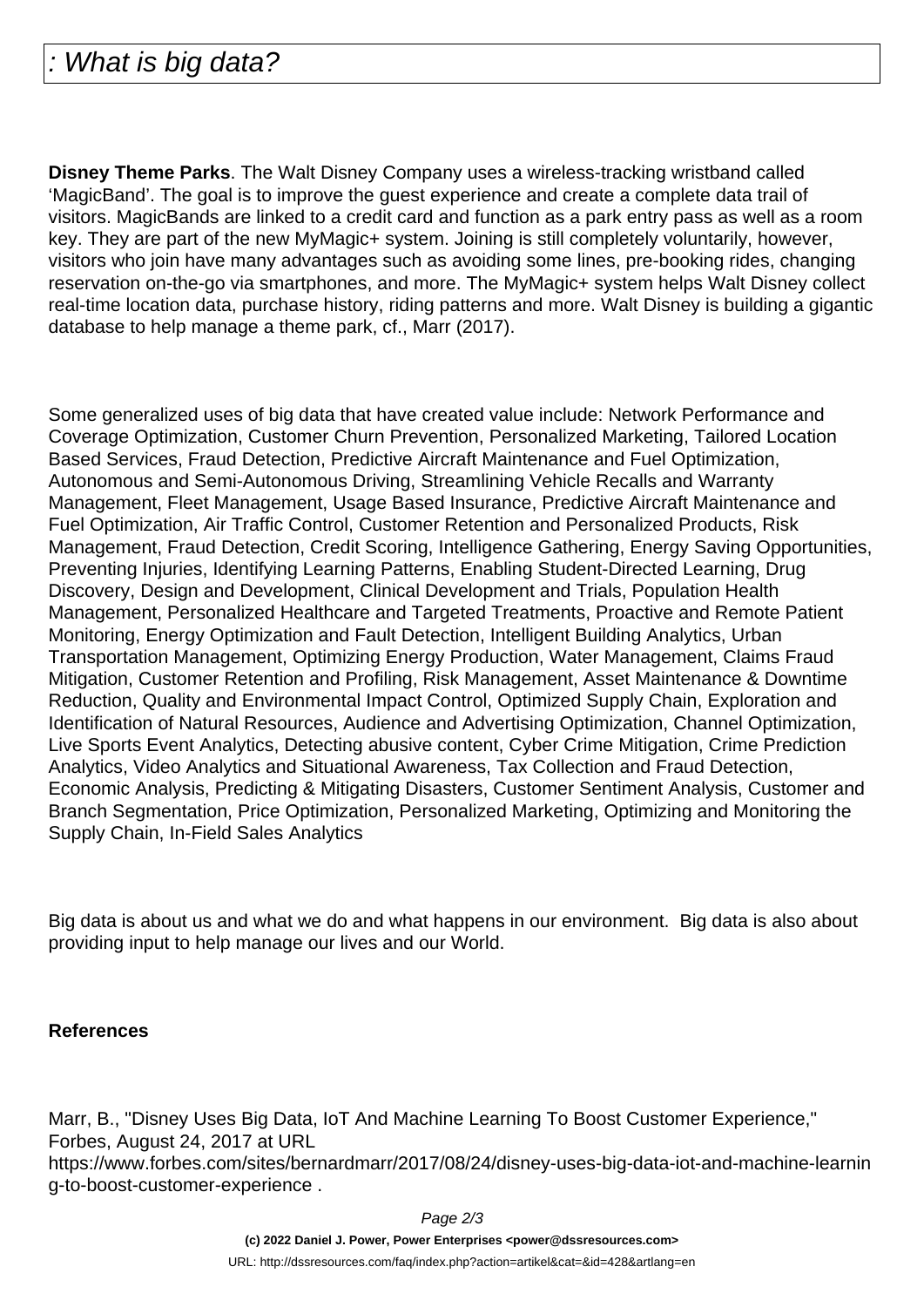**Disney Theme Parks**. The Walt Disney Company uses a wireless-tracking wristband called 'MagicBand'. The goal is to improve the guest experience and create a complete data trail of visitors. MagicBands are linked to a credit card and function as a park entry pass as well as a room key. They are part of the new MyMagic+ system. Joining is still completely voluntarily, however, visitors who join have many advantages such as avoiding some lines, pre-booking rides, changing reservation on-the-go via smartphones, and more. The MyMagic+ system helps Walt Disney collect real-time location data, purchase history, riding patterns and more. Walt Disney is building a gigantic database to help manage a theme park, cf., Marr (2017).

Some generalized uses of big data that have created value include: Network Performance and Coverage Optimization, Customer Churn Prevention, Personalized Marketing, Tailored Location Based Services, Fraud Detection, Predictive Aircraft Maintenance and Fuel Optimization, Autonomous and Semi-Autonomous Driving, Streamlining Vehicle Recalls and Warranty Management, Fleet Management, Usage Based Insurance, Predictive Aircraft Maintenance and Fuel Optimization, Air Traffic Control, Customer Retention and Personalized Products, Risk Management, Fraud Detection, Credit Scoring, Intelligence Gathering, Energy Saving Opportunities, Preventing Injuries, Identifying Learning Patterns, Enabling Student-Directed Learning, Drug Discovery, Design and Development, Clinical Development and Trials, Population Health Management, Personalized Healthcare and Targeted Treatments, Proactive and Remote Patient Monitoring, Energy Optimization and Fault Detection, Intelligent Building Analytics, Urban Transportation Management, Optimizing Energy Production, Water Management, Claims Fraud Mitigation, Customer Retention and Profiling, Risk Management, Asset Maintenance & Downtime Reduction, Quality and Environmental Impact Control, Optimized Supply Chain, Exploration and Identification of Natural Resources, Audience and Advertising Optimization, Channel Optimization, Live Sports Event Analytics, Detecting abusive content, Cyber Crime Mitigation, Crime Prediction Analytics, Video Analytics and Situational Awareness, Tax Collection and Fraud Detection, Economic Analysis, Predicting & Mitigating Disasters, Customer Sentiment Analysis, Customer and Branch Segmentation, Price Optimization, Personalized Marketing, Optimizing and Monitoring the Supply Chain, In-Field Sales Analytics

Big data is about us and what we do and what happens in our environment. Big data is also about providing input to help manage our lives and our World.

**References**

Marr, B., "Disney Uses Big Data, IoT And Machine Learning To Boost Customer Experience," Forbes, August 24, 2017 at URL https://www.forbes.com/sites/bernardmarr/2017/08/24/disney-uses-big-data-iot-and-machine-learning-to-boost-customer-experience .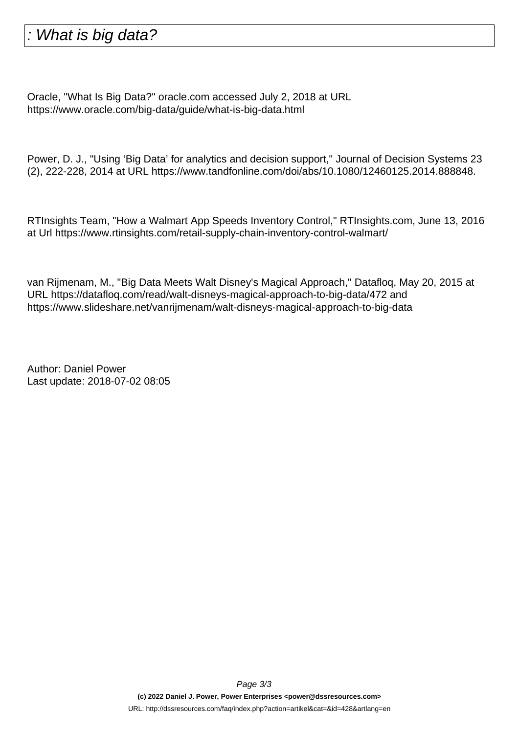Oracle, "What Is Big Data?" oracle.com accessed July 2, 2018 at URL https://www.oracle.com/big-data/guide/what-is-big-data.html

Power, D. J., "Using 'Big Data' for analytics and decision support," Journal of Decision Systems 23 (2), 222-228, 2014 at URL https://www.tandfonline.com/doi/abs/10.1080/12460125.2014.888848.

RTInsights Team, "How a Walmart App Speeds Inventory Control," RTInsights.com, June 13, 2016 at Url https://www.rtinsights.com/retail-supply-chain-inventory-control-walmart/

van Rijmenam, M., "Big Data Meets Walt Disney's Magical Approach," Datafloq, May 20, 2015 at URL https://datafloq.com/read/walt-disneys-magical-approach-to-big-data/472 and https://www.slideshare.net/vanrijmenam/walt-disneys-magical-approach-to-big-data

Author: Daniel Power
Last update: 2018-07-02 08:05